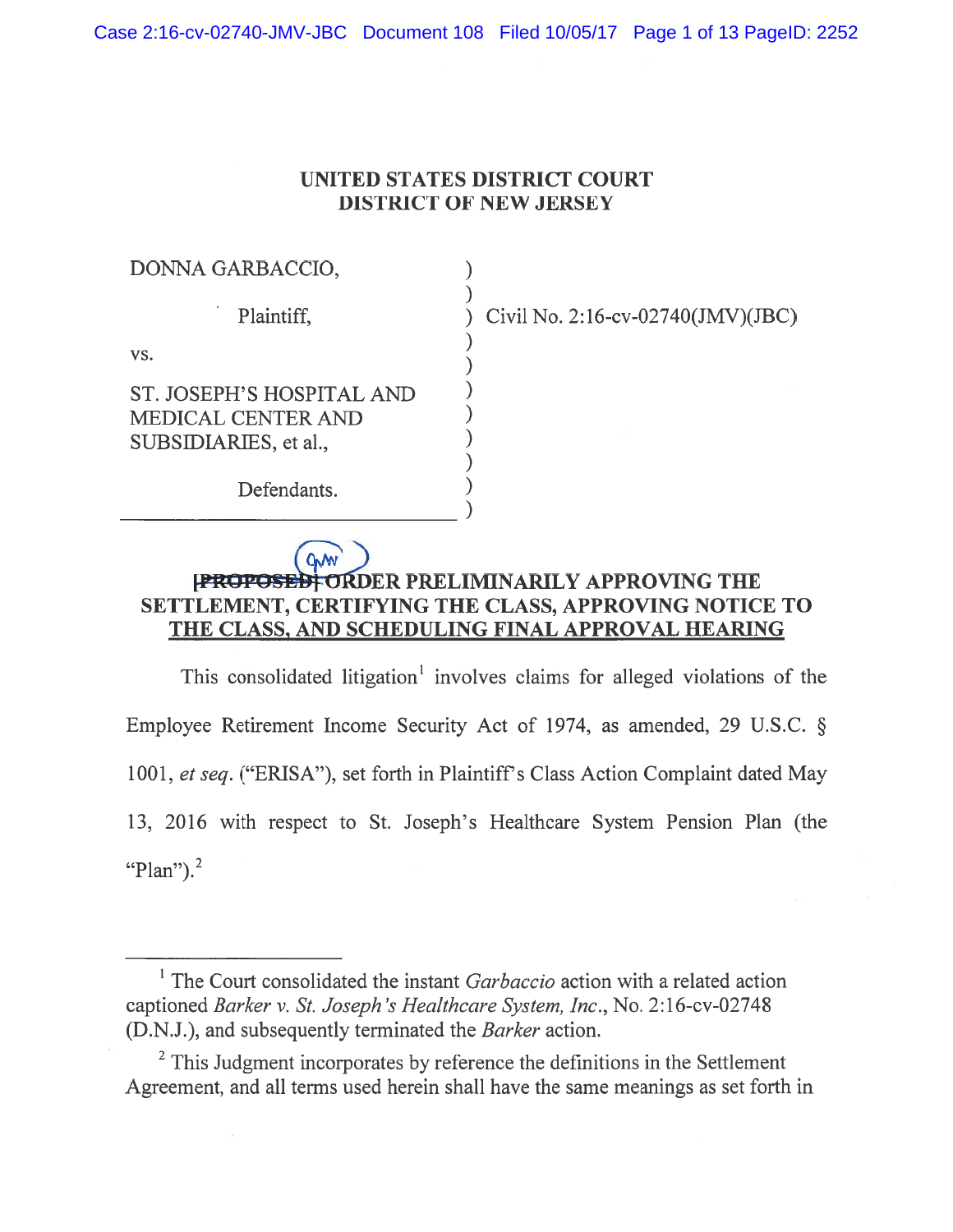# UNITED STATES DISTRICT COURT
## DISTRICT OF NEW JERSEY

| | |
|---|---|
| DONNA GARBACCIO, | ) |
| Plaintiff, | ) Civil No. 2:16-cv-02740(JMV)(JBC) |
| vs. | ) |
| ST. JOSEPH'S HOSPITAL AND MEDICAL CENTER AND SUBSIDIARIES, et al., | ) |
| Defendants. | ) |

## ~~[PROPOSED]~~ ORDER PRELIMINARILY APPROVING THE SETTLEMENT, CERTIFYING THE CLASS, APPROVING NOTICE TO THE CLASS, AND SCHEDULING FINAL APPROVAL HEARING

This consolidated litigation[1] involves claims for alleged violations of the Employee Retirement Income Security Act of 1974, as amended, 29 U.S.C. § 1001, *et seq.* ("ERISA"), set forth in Plaintiff's Class Action Complaint dated May 13, 2016 with respect to St. Joseph's Healthcare System Pension Plan (the "Plan").[2]

---

[1] The Court consolidated the instant *Garbaccio* action with a related action captioned *Barker v. St. Joseph's Healthcare System, Inc.*, No. 2:16-cv-02748 (D.N.J.), and subsequently terminated the *Barker* action.

[2] This Judgment incorporates by reference the definitions in the Settlement Agreement, and all terms used herein shall have the same meanings as set forth in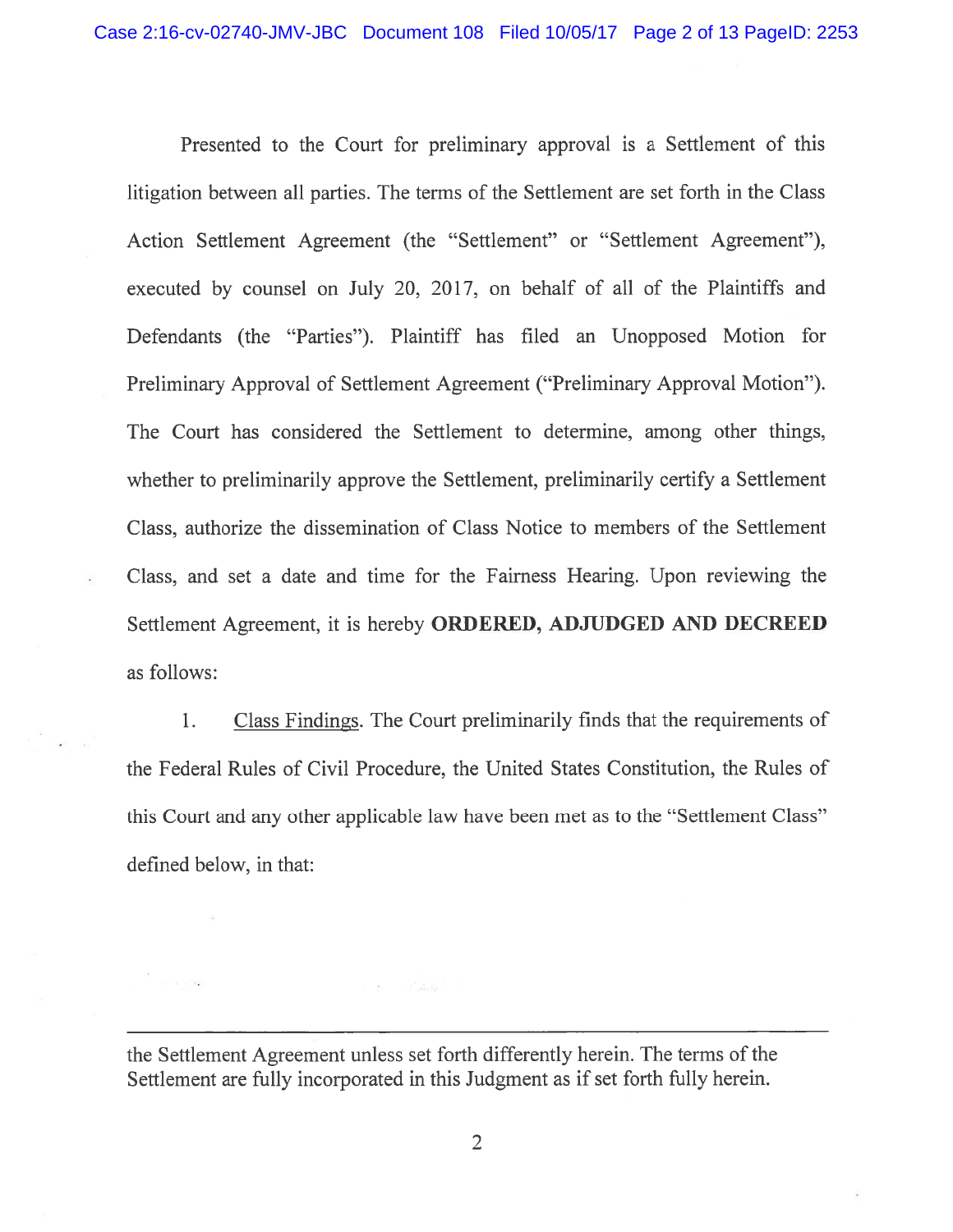Presented to the Court for preliminary approval is a Settlement of this litigation between all parties. The terms of the Settlement are set forth in the Class Action Settlement Agreement (the "Settlement" or "Settlement Agreement"), executed by counsel on July 20, 2017, on behalf of all of the Plaintiffs and Defendants (the "Parties"). Plaintiff has filed an Unopposed Motion for Preliminary Approval of Settlement Agreement ("Preliminary Approval Motion"). The Court has considered the Settlement to determine, among other things, whether to preliminarily approve the Settlement, preliminarily certify a Settlement Class, authorize the dissemination of Class Notice to members of the Settlement Class, and set a date and time for the Fairness Hearing. Upon reviewing the Settlement Agreement, it is hereby **ORDERED, ADJUDGED AND DECREED** as follows:

1. Class Findings. The Court preliminarily finds that the requirements of the Federal Rules of Civil Procedure, the United States Constitution, the Rules of this Court and any other applicable law have been met as to the "Settlement Class" defined below, in that:

---

the Settlement Agreement unless set forth differently herein. The terms of the Settlement are fully incorporated in this Judgment as if set forth fully herein.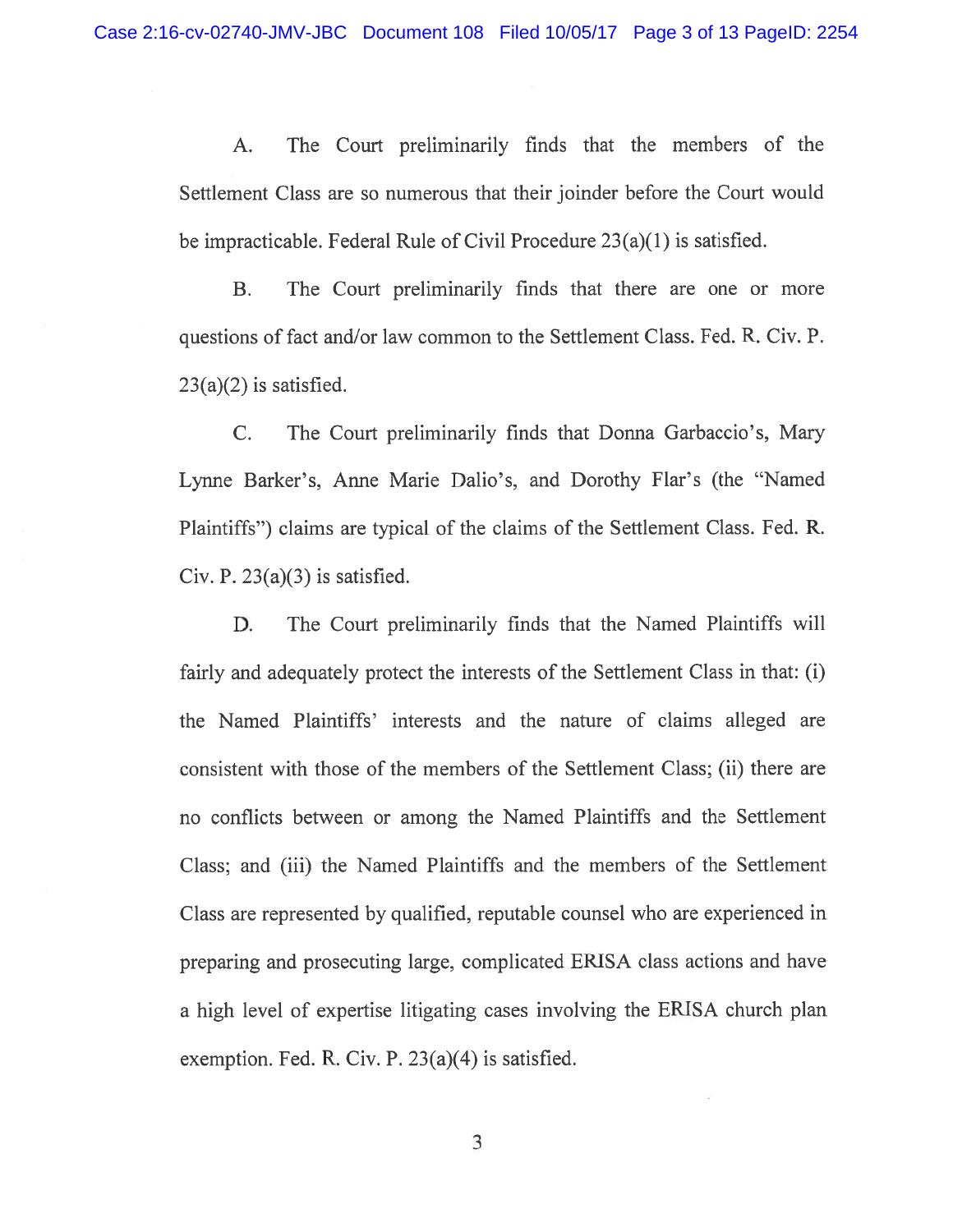A. The Court preliminarily finds that the members of the Settlement Class are so numerous that their joinder before the Court would be impracticable. Federal Rule of Civil Procedure 23(a)(1) is satisfied.

B. The Court preliminarily finds that there are one or more questions of fact and/or law common to the Settlement Class. Fed. R. Civ. P. 23(a)(2) is satisfied.

C. The Court preliminarily finds that Donna Garbaccio's, Mary Lynne Barker's, Anne Marie Dalio's, and Dorothy Flar's (the "Named Plaintiffs") claims are typical of the claims of the Settlement Class. Fed. R. Civ. P. 23(a)(3) is satisfied.

D. The Court preliminarily finds that the Named Plaintiffs will fairly and adequately protect the interests of the Settlement Class in that: (i) the Named Plaintiffs' interests and the nature of claims alleged are consistent with those of the members of the Settlement Class; (ii) there are no conflicts between or among the Named Plaintiffs and the Settlement Class; and (iii) the Named Plaintiffs and the members of the Settlement Class are represented by qualified, reputable counsel who are experienced in preparing and prosecuting large, complicated ERISA class actions and have a high level of expertise litigating cases involving the ERISA church plan exemption. Fed. R. Civ. P. 23(a)(4) is satisfied.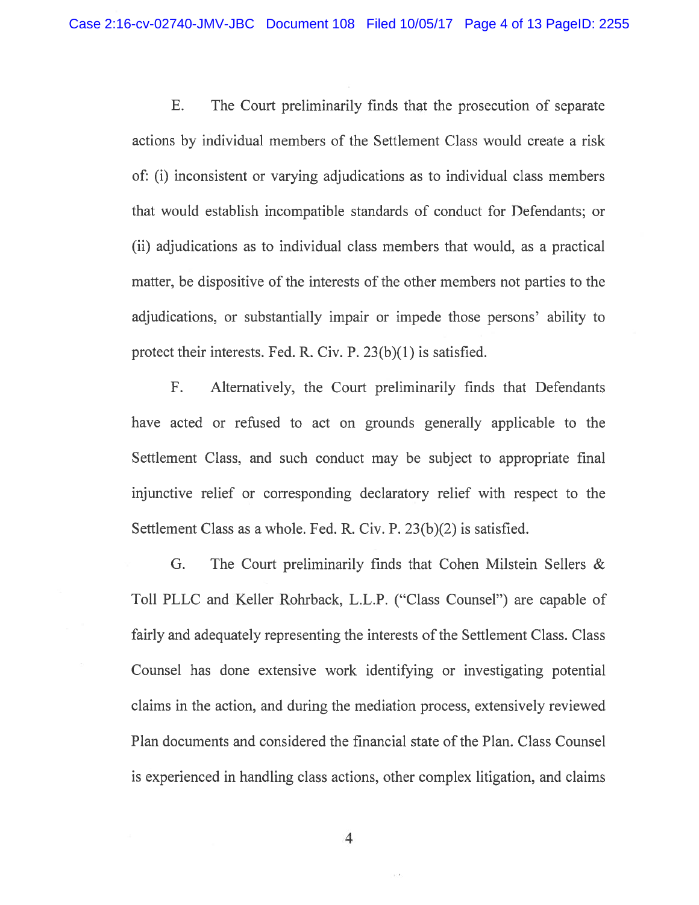E. The Court preliminarily finds that the prosecution of separate actions by individual members of the Settlement Class would create a risk of: (i) inconsistent or varying adjudications as to individual class members that would establish incompatible standards of conduct for Defendants; or (ii) adjudications as to individual class members that would, as a practical matter, be dispositive of the interests of the other members not parties to the adjudications, or substantially impair or impede those persons' ability to protect their interests. Fed. R. Civ. P. 23(b)(1) is satisfied.

F. Alternatively, the Court preliminarily finds that Defendants have acted or refused to act on grounds generally applicable to the Settlement Class, and such conduct may be subject to appropriate final injunctive relief or corresponding declaratory relief with respect to the Settlement Class as a whole. Fed. R. Civ. P. 23(b)(2) is satisfied.

G. The Court preliminarily finds that Cohen Milstein Sellers & Toll PLLC and Keller Rohrback, L.L.P. ("Class Counsel") are capable of fairly and adequately representing the interests of the Settlement Class. Class Counsel has done extensive work identifying or investigating potential claims in the action, and during the mediation process, extensively reviewed Plan documents and considered the financial state of the Plan. Class Counsel is experienced in handling class actions, other complex litigation, and claims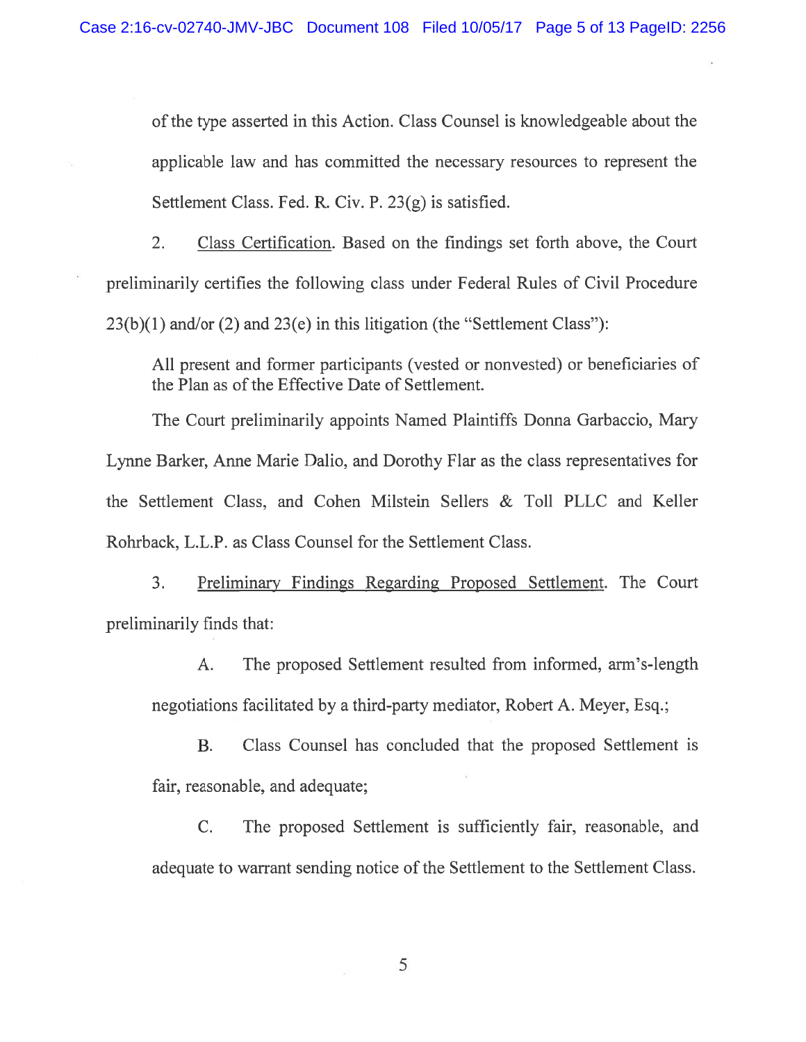of the type asserted in this Action. Class Counsel is knowledgeable about the applicable law and has committed the necessary resources to represent the Settlement Class. Fed. R. Civ. P. 23(g) is satisfied.

2. Class Certification. Based on the findings set forth above, the Court preliminarily certifies the following class under Federal Rules of Civil Procedure 23(b)(1) and/or (2) and 23(e) in this litigation (the "Settlement Class"):

> All present and former participants (vested or nonvested) or beneficiaries of the Plan as of the Effective Date of Settlement.

The Court preliminarily appoints Named Plaintiffs Donna Garbaccio, Mary Lynne Barker, Anne Marie Dalio, and Dorothy Flar as the class representatives for the Settlement Class, and Cohen Milstein Sellers & Toll PLLC and Keller Rohrback, L.L.P. as Class Counsel for the Settlement Class.

3. Preliminary Findings Regarding Proposed Settlement. The Court preliminarily finds that:

A. The proposed Settlement resulted from informed, arm's-length negotiations facilitated by a third-party mediator, Robert A. Meyer, Esq.;

B. Class Counsel has concluded that the proposed Settlement is fair, reasonable, and adequate;

C. The proposed Settlement is sufficiently fair, reasonable, and adequate to warrant sending notice of the Settlement to the Settlement Class.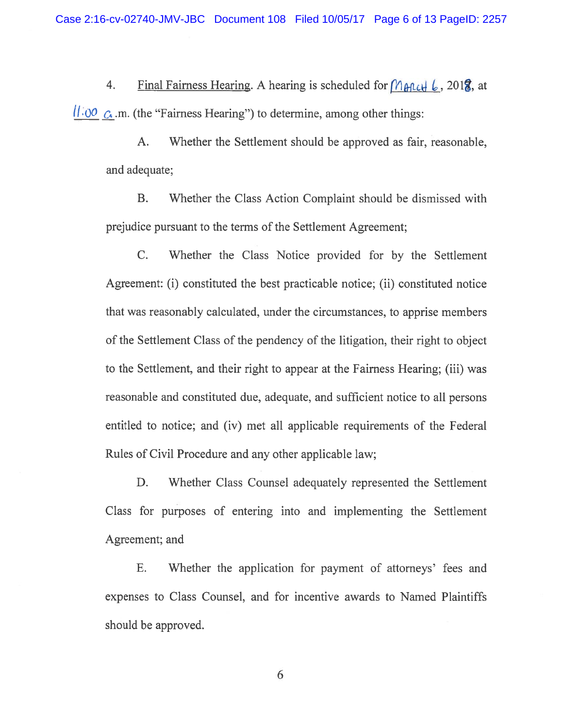4. Final Fairness Hearing. A hearing is scheduled for March 6, 2018, at 11:00 a.m. (the "Fairness Hearing") to determine, among other things:

A. Whether the Settlement should be approved as fair, reasonable, and adequate;

B. Whether the Class Action Complaint should be dismissed with prejudice pursuant to the terms of the Settlement Agreement;

C. Whether the Class Notice provided for by the Settlement Agreement: (i) constituted the best practicable notice; (ii) constituted notice that was reasonably calculated, under the circumstances, to apprise members of the Settlement Class of the pendency of the litigation, their right to object to the Settlement, and their right to appear at the Fairness Hearing; (iii) was reasonable and constituted due, adequate, and sufficient notice to all persons entitled to notice; and (iv) met all applicable requirements of the Federal Rules of Civil Procedure and any other applicable law;

D. Whether Class Counsel adequately represented the Settlement Class for purposes of entering into and implementing the Settlement Agreement; and

E. Whether the application for payment of attorneys' fees and expenses to Class Counsel, and for incentive awards to Named Plaintiffs should be approved.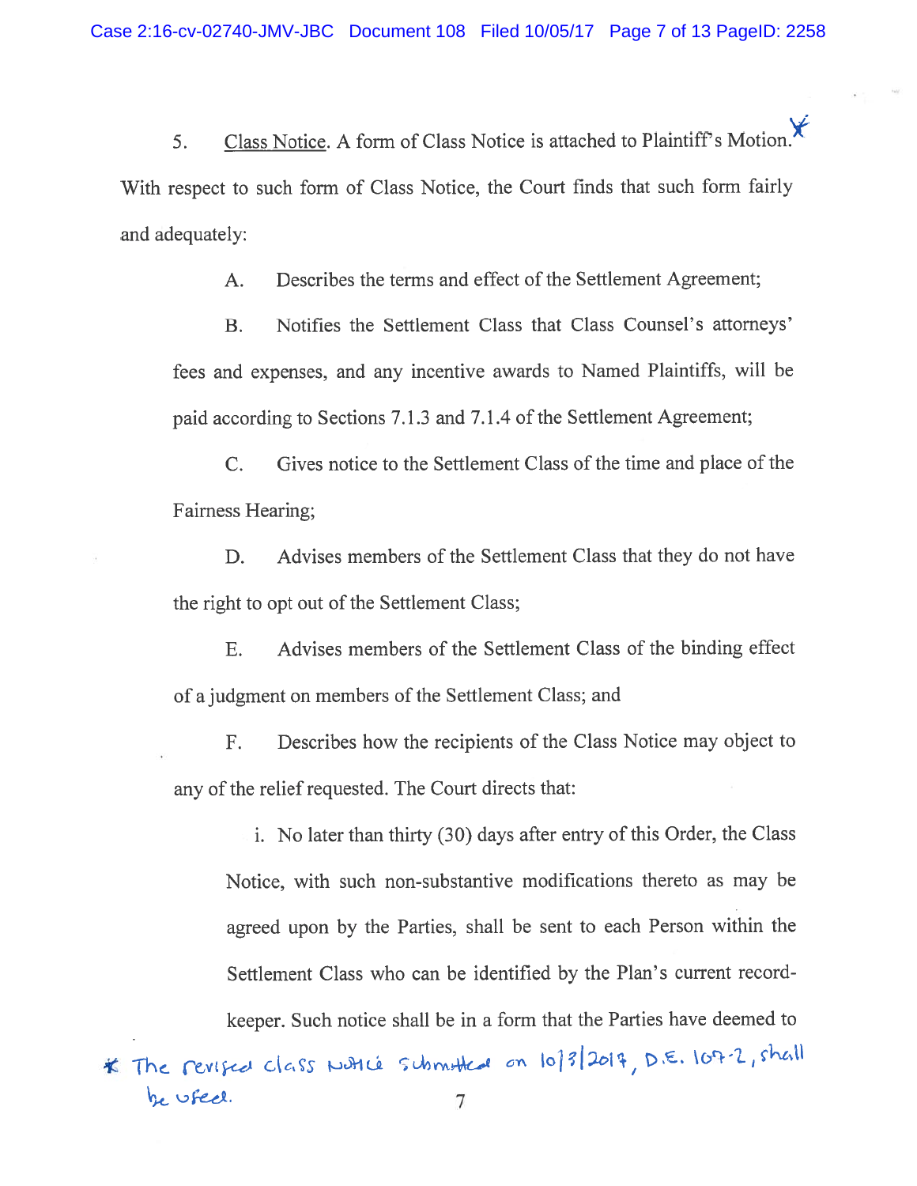5. Class Notice. A form of Class Notice is attached to Plaintiff's Motion.* With respect to such form of Class Notice, the Court finds that such form fairly and adequately:

A. Describes the terms and effect of the Settlement Agreement;

B. Notifies the Settlement Class that Class Counsel's attorneys' fees and expenses, and any incentive awards to Named Plaintiffs, will be paid according to Sections 7.1.3 and 7.1.4 of the Settlement Agreement;

C. Gives notice to the Settlement Class of the time and place of the Fairness Hearing;

D. Advises members of the Settlement Class that they do not have the right to opt out of the Settlement Class;

E. Advises members of the Settlement Class of the binding effect of a judgment on members of the Settlement Class; and

F. Describes how the recipients of the Class Notice may object to any of the relief requested. The Court directs that:

i. No later than thirty (30) days after entry of this Order, the Class Notice, with such non-substantive modifications thereto as may be agreed upon by the Parties, shall be sent to each Person within the Settlement Class who can be identified by the Plan's current record-keeper. Such notice shall be in a form that the Parties have deemed to

* The revised class notice submitted on 10/3/2017, D.E. 107-2, shall be used.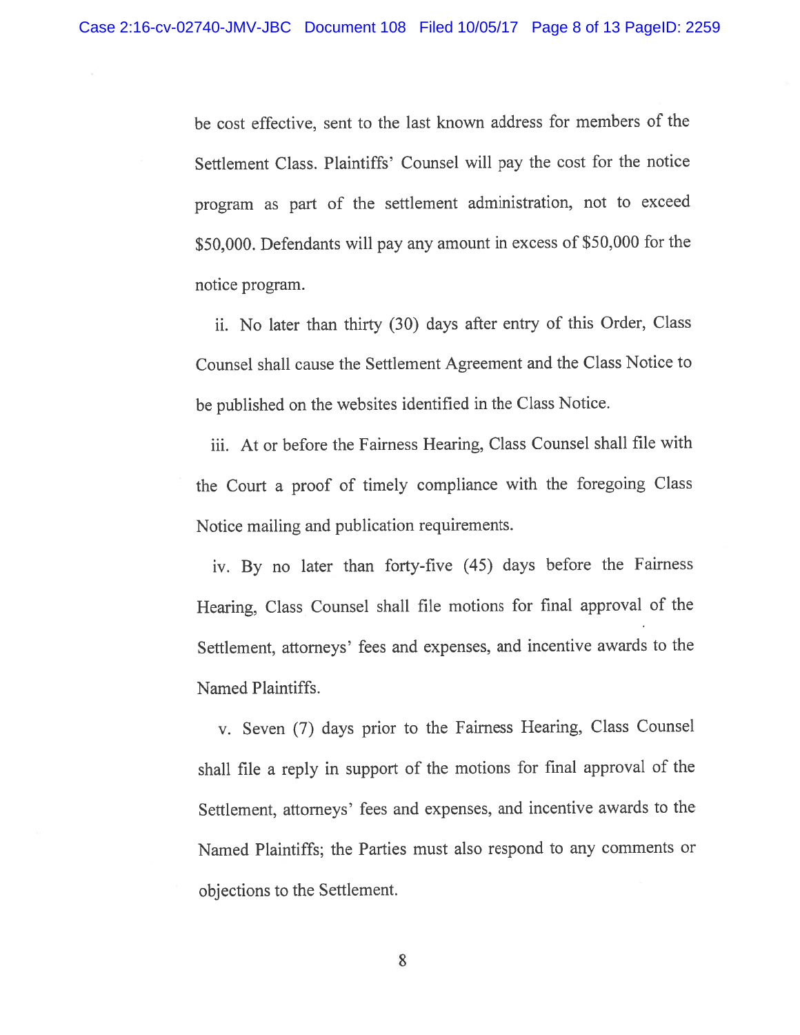be cost effective, sent to the last known address for members of the Settlement Class. Plaintiffs' Counsel will pay the cost for the notice program as part of the settlement administration, not to exceed $50,000. Defendants will pay any amount in excess of $50,000 for the notice program.

ii. No later than thirty (30) days after entry of this Order, Class Counsel shall cause the Settlement Agreement and the Class Notice to be published on the websites identified in the Class Notice.

iii. At or before the Fairness Hearing, Class Counsel shall file with the Court a proof of timely compliance with the foregoing Class Notice mailing and publication requirements.

iv. By no later than forty-five (45) days before the Fairness Hearing, Class Counsel shall file motions for final approval of the Settlement, attorneys' fees and expenses, and incentive awards to the Named Plaintiffs.

v. Seven (7) days prior to the Fairness Hearing, Class Counsel shall file a reply in support of the motions for final approval of the Settlement, attorneys' fees and expenses, and incentive awards to the Named Plaintiffs; the Parties must also respond to any comments or objections to the Settlement.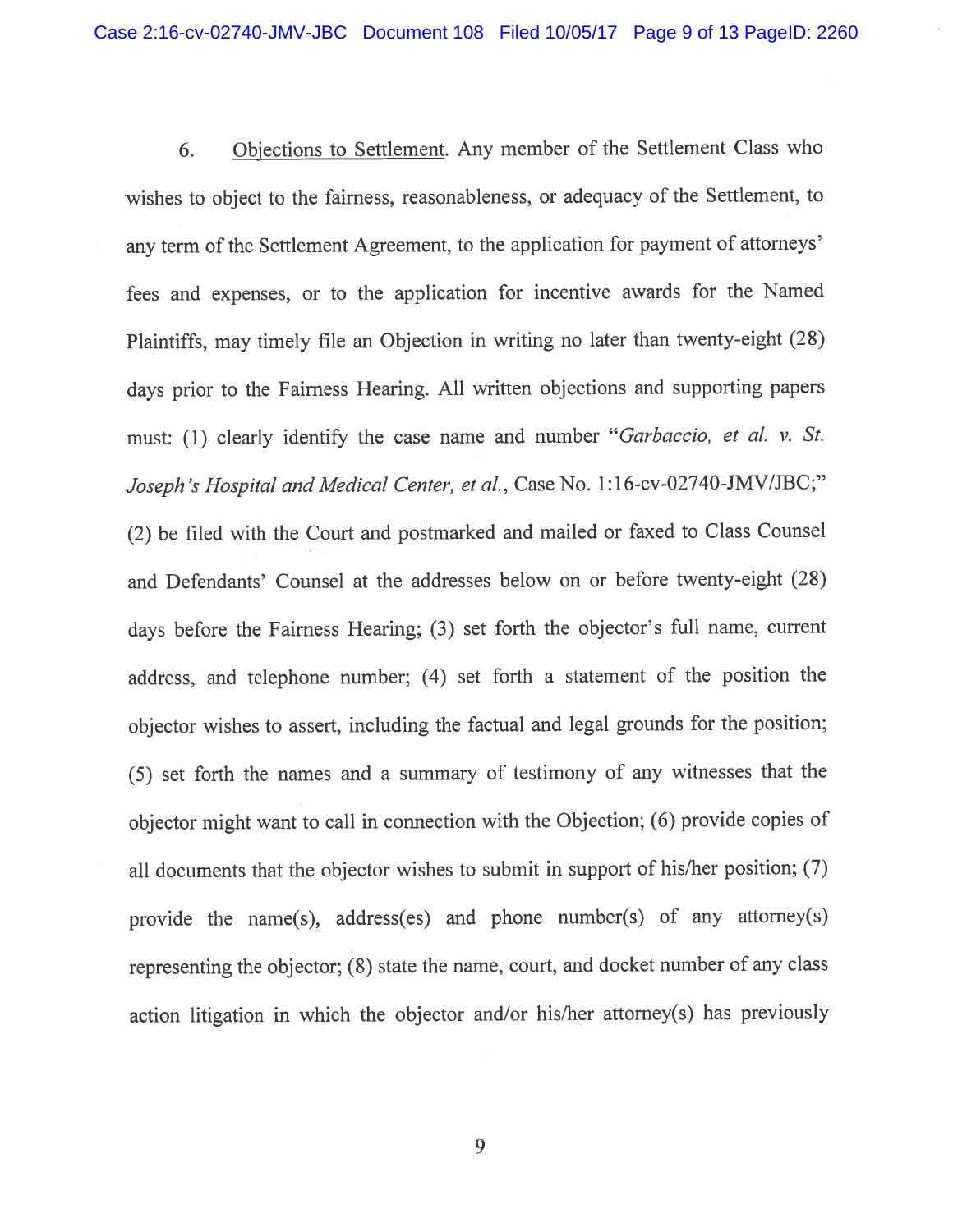6. <u>Objections to Settlement</u>. Any member of the Settlement Class who wishes to object to the fairness, reasonableness, or adequacy of the Settlement, to any term of the Settlement Agreement, to the application for payment of attorneys' fees and expenses, or to the application for incentive awards for the Named Plaintiffs, may timely file an Objection in writing no later than twenty-eight (28) days prior to the Fairness Hearing. All written objections and supporting papers must: (1) clearly identify the case name and number "*Garbaccio, et al. v. St. Joseph's Hospital and Medical Center, et al.*, Case No. 1:16-cv-02740-JMV/JBC;" (2) be filed with the Court and postmarked and mailed or faxed to Class Counsel and Defendants' Counsel at the addresses below on or before twenty-eight (28) days before the Fairness Hearing; (3) set forth the objector's full name, current address, and telephone number; (4) set forth a statement of the position the objector wishes to assert, including the factual and legal grounds for the position; (5) set forth the names and a summary of testimony of any witnesses that the objector might want to call in connection with the Objection; (6) provide copies of all documents that the objector wishes to submit in support of his/her position; (7) provide the name(s), address(es) and phone number(s) of any attorney(s) representing the objector; (8) state the name, court, and docket number of any class action litigation in which the objector and/or his/her attorney(s) has previously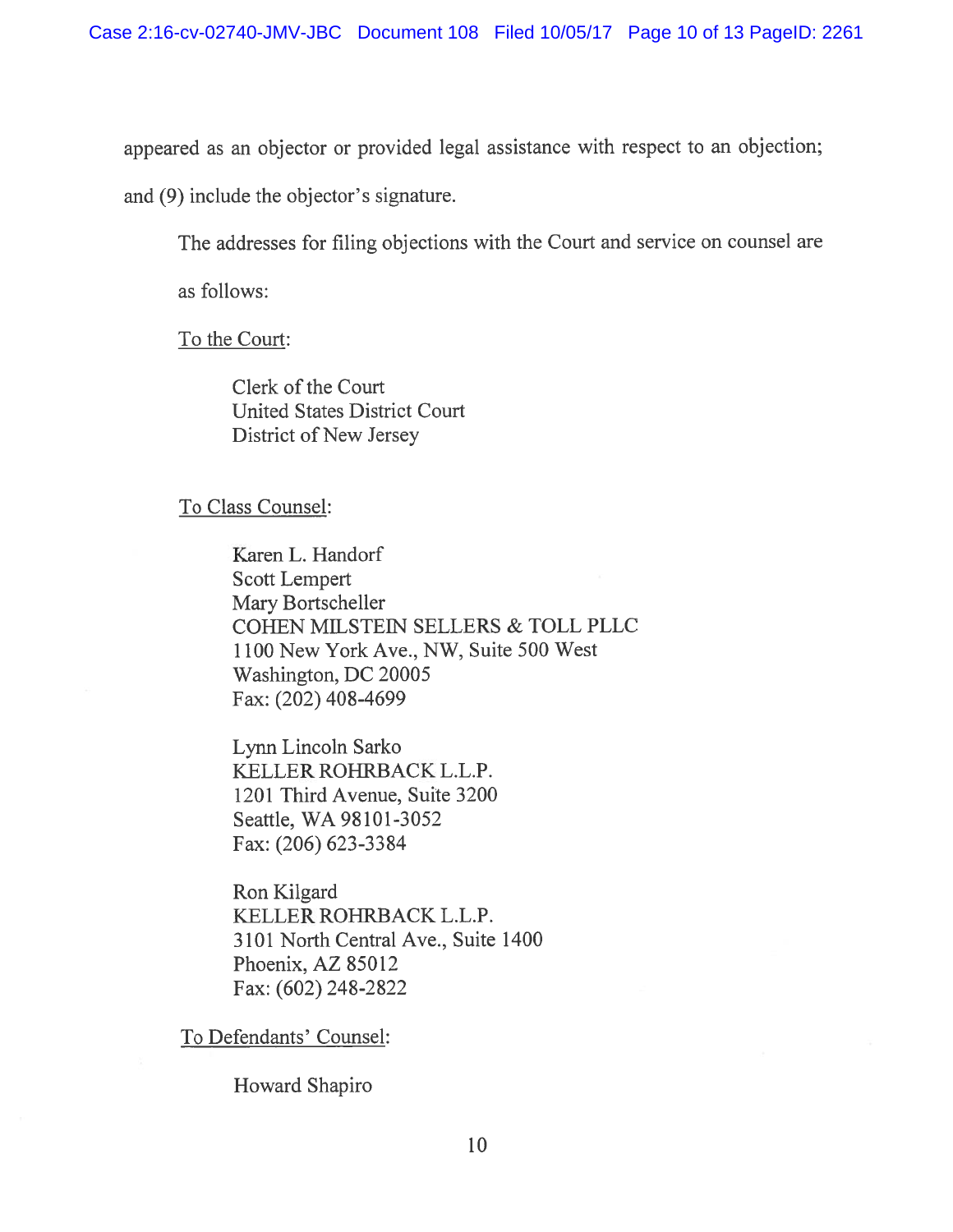appeared as an objector or provided legal assistance with respect to an objection; and (9) include the objector's signature.

The addresses for filing objections with the Court and service on counsel are as follows:

To the Court:

Clerk of the Court
United States District Court
District of New Jersey

To Class Counsel:

Karen L. Handorf
Scott Lempert
Mary Bortscheller
COHEN MILSTEIN SELLERS & TOLL PLLC
1100 New York Ave., NW, Suite 500 West
Washington, DC 20005
Fax: (202) 408-4699

Lynn Lincoln Sarko
KELLER ROHRBACK L.L.P.
1201 Third Avenue, Suite 3200
Seattle, WA 98101-3052
Fax: (206) 623-3384

Ron Kilgard
KELLER ROHRBACK L.L.P.
3101 North Central Ave., Suite 1400
Phoenix, AZ 85012
Fax: (602) 248-2822

To Defendants' Counsel:

Howard Shapiro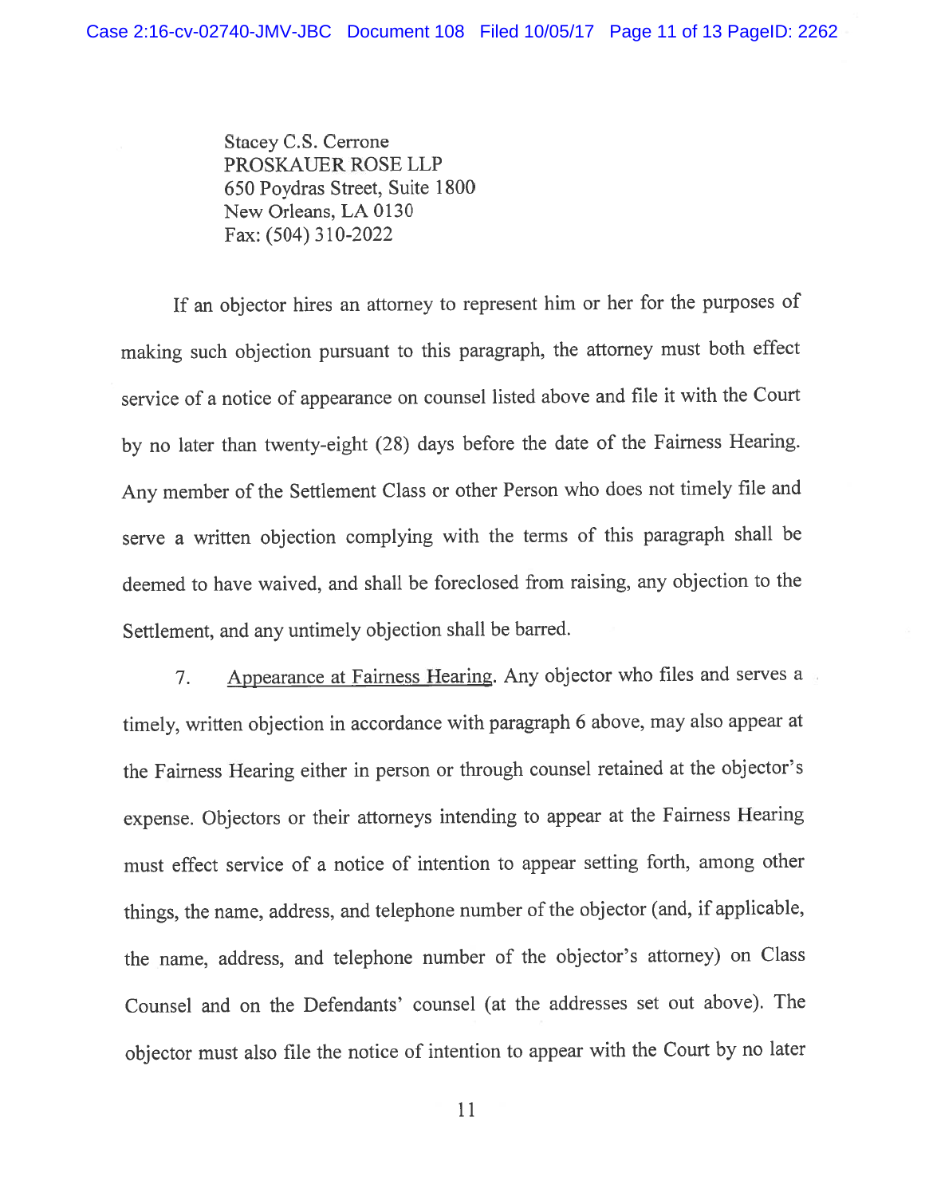Stacey C.S. Cerrone
PROSKAUER ROSE LLP
650 Poydras Street, Suite 1800
New Orleans, LA 0130
Fax: (504) 310-2022

If an objector hires an attorney to represent him or her for the purposes of making such objection pursuant to this paragraph, the attorney must both effect service of a notice of appearance on counsel listed above and file it with the Court by no later than twenty-eight (28) days before the date of the Fairness Hearing. Any member of the Settlement Class or other Person who does not timely file and serve a written objection complying with the terms of this paragraph shall be deemed to have waived, and shall be foreclosed from raising, any objection to the Settlement, and any untimely objection shall be barred.

7. Appearance at Fairness Hearing. Any objector who files and serves a timely, written objection in accordance with paragraph 6 above, may also appear at the Fairness Hearing either in person or through counsel retained at the objector's expense. Objectors or their attorneys intending to appear at the Fairness Hearing must effect service of a notice of intention to appear setting forth, among other things, the name, address, and telephone number of the objector (and, if applicable, the name, address, and telephone number of the objector's attorney) on Class Counsel and on the Defendants' counsel (at the addresses set out above). The objector must also file the notice of intention to appear with the Court by no later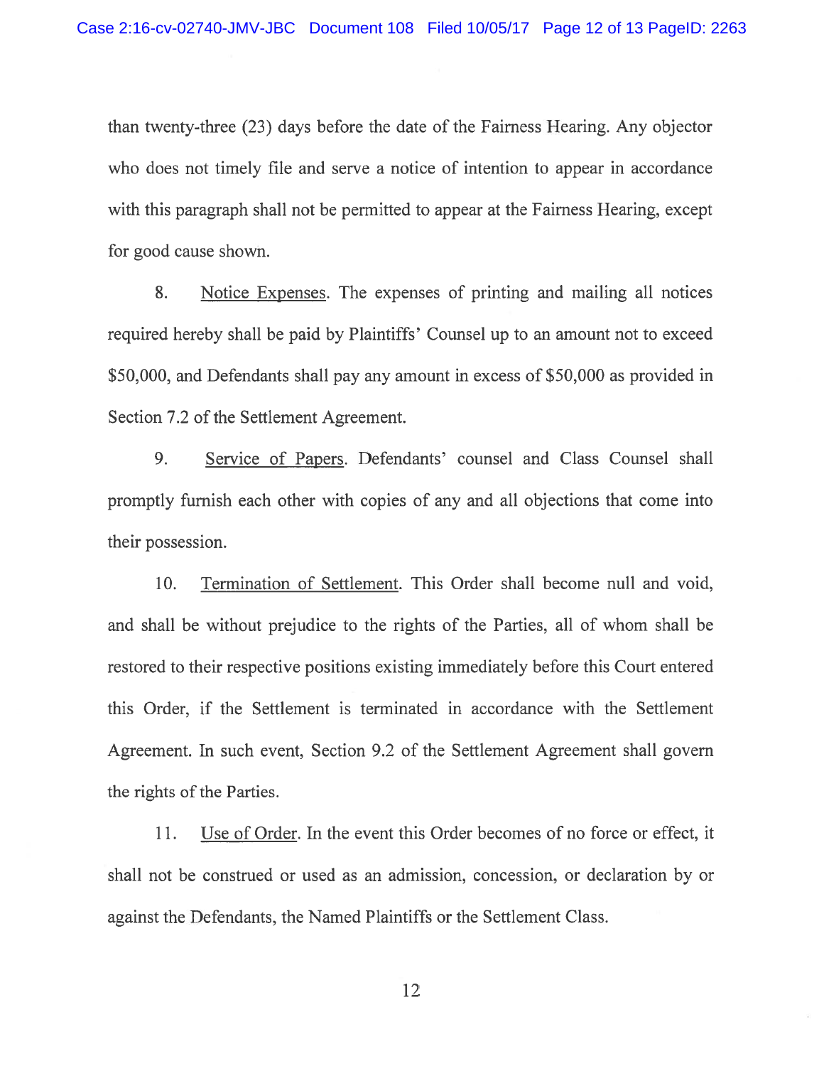than twenty-three (23) days before the date of the Fairness Hearing. Any objector who does not timely file and serve a notice of intention to appear in accordance with this paragraph shall not be permitted to appear at the Fairness Hearing, except for good cause shown.

8. Notice Expenses. The expenses of printing and mailing all notices required hereby shall be paid by Plaintiffs' Counsel up to an amount not to exceed $50,000, and Defendants shall pay any amount in excess of $50,000 as provided in Section 7.2 of the Settlement Agreement.

9. Service of Papers. Defendants' counsel and Class Counsel shall promptly furnish each other with copies of any and all objections that come into their possession.

10. Termination of Settlement. This Order shall become null and void, and shall be without prejudice to the rights of the Parties, all of whom shall be restored to their respective positions existing immediately before this Court entered this Order, if the Settlement is terminated in accordance with the Settlement Agreement. In such event, Section 9.2 of the Settlement Agreement shall govern the rights of the Parties.

11. Use of Order. In the event this Order becomes of no force or effect, it shall not be construed or used as an admission, concession, or declaration by or against the Defendants, the Named Plaintiffs or the Settlement Class.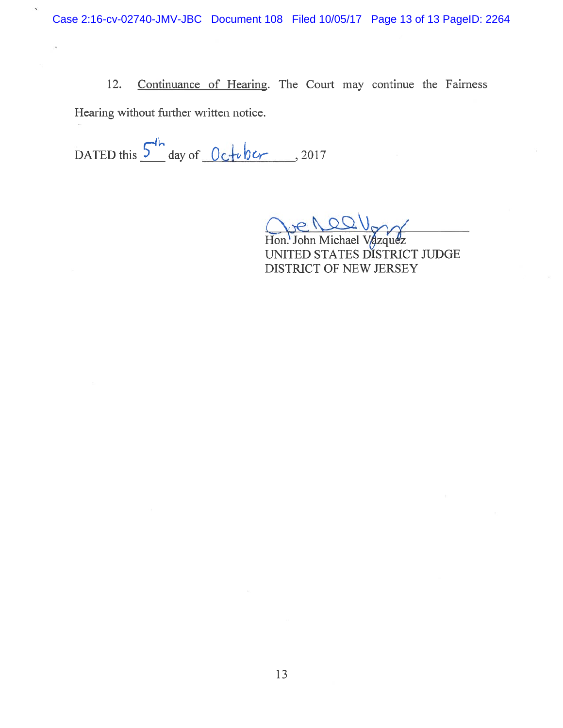12. Continuance of Hearing. The Court may continue the Fairness Hearing without further written notice.

DATED this 5th day of October, 2017

Hon. John Michael Vazquez
UNITED STATES DISTRICT JUDGE
DISTRICT OF NEW JERSEY